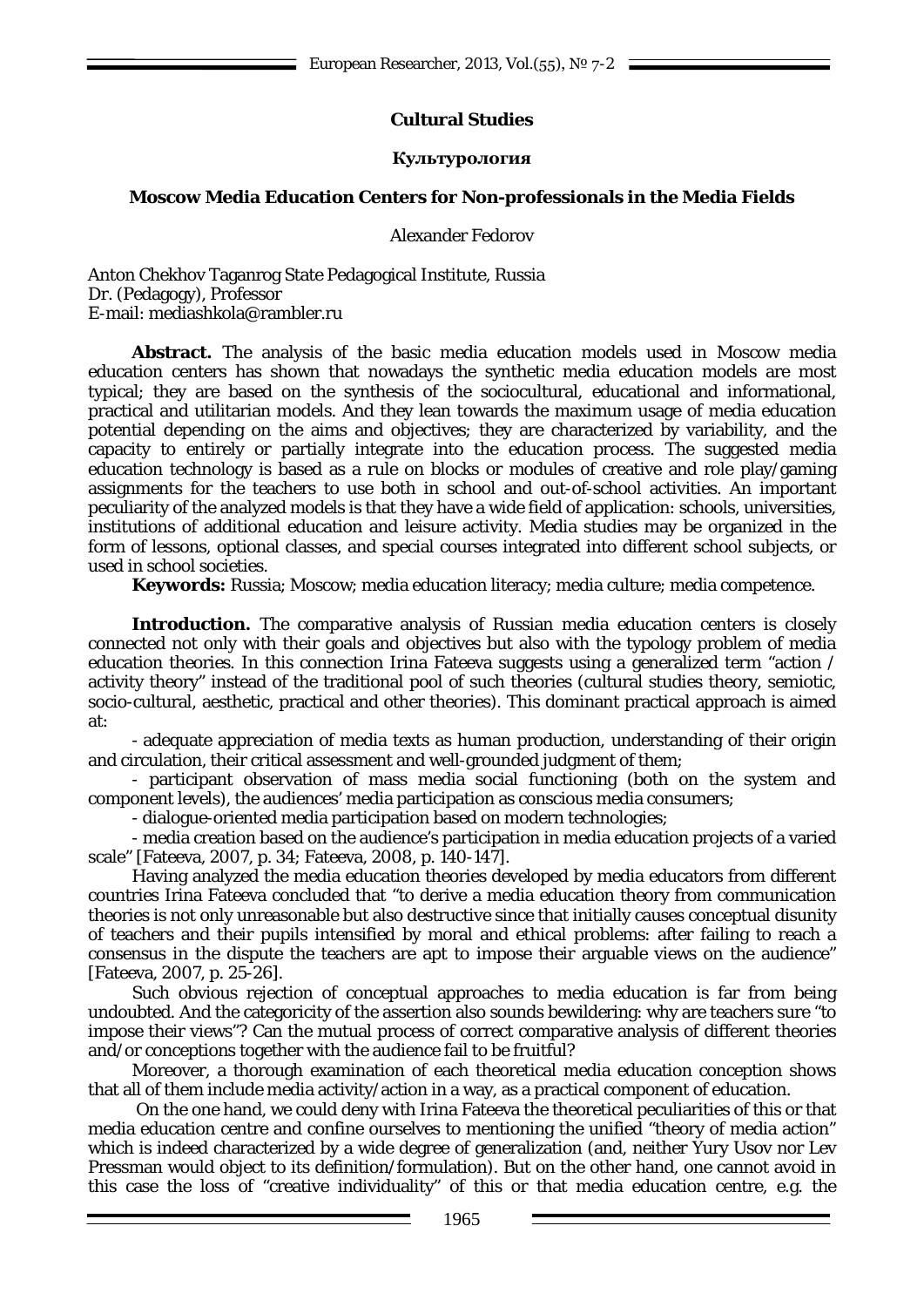# Cultural Studies

## Культурология

## Moscow Media Education Centers for Non-professionals in the Media Fields

Alexander Fedorov

Anton Chekhov Taganrog State Pedagogical Institute, Russia
Dr. (Pedagogy), Professor
E-mail: mediashkola@rambler.ru

**Abstract.** The analysis of the basic media education models used in Moscow media education centers has shown that nowadays the synthetic media education models are most typical; they are based on the synthesis of the sociocultural, educational and informational, practical and utilitarian models. And they lean towards the maximum usage of media education potential depending on the aims and objectives; they are characterized by variability, and the capacity to entirely or partially integrate into the education process. The suggested media education technology is based as a rule on blocks or modules of creative and role play/gaming assignments for the teachers to use both in school and out-of-school activities. An important peculiarity of the analyzed models is that they have a wide field of application: schools, universities, institutions of additional education and leisure activity. Media studies may be organized in the form of lessons, optional classes, and special courses integrated into different school subjects, or used in school societies.

**Keywords:** Russia; Moscow; media education literacy; media culture; media competence.

**Introduction.** The comparative analysis of Russian media education centers is closely connected not only with their goals and objectives but also with the typology problem of media education theories. In this connection Irina Fateeva suggests using a generalized term "action / activity theory" instead of the traditional pool of such theories (cultural studies theory, semiotic, socio-cultural, aesthetic, practical and other theories). This dominant practical approach is aimed at:

- adequate appreciation of media texts as human production, understanding of their origin and circulation, their critical assessment and well-grounded judgment of them;
- participant observation of mass media social functioning (both on the system and component levels), the audiences' media participation as conscious media consumers;
- dialogue-oriented media participation based on modern technologies;
- media creation based on the audience's participation in media education projects of a varied scale" [Fateeva, 2007, p. 34; Fateeva, 2008, p. 140-147].

Having analyzed the media education theories developed by media educators from different countries Irina Fateeva concluded that "to derive a media education theory from communication theories is not only unreasonable but also destructive since that initially causes conceptual disunity of teachers and their pupils intensified by moral and ethical problems: after failing to reach a consensus in the dispute the teachers are apt to impose their arguable views on the audience" [Fateeva, 2007, p. 25-26].

Such obvious rejection of conceptual approaches to media education is far from being undoubted. And the categoricity of the assertion also sounds bewildering: why are teachers sure "to impose their views"? Can the mutual process of correct comparative analysis of different theories and/or conceptions together with the audience fail to be fruitful?

Moreover, a thorough examination of each theoretical media education conception shows that all of them include media activity/action in a way, as a practical component of education.

On the one hand, we could deny with Irina Fateeva the theoretical peculiarities of this or that media education centre and confine ourselves to mentioning the unified "theory of media action" which is indeed characterized by a wide degree of generalization (and, neither Yury Usov nor Lev Pressman would object to its definition/formulation). But on the other hand, one cannot avoid in this case the loss of "creative individuality" of this or that media education centre, e.g. the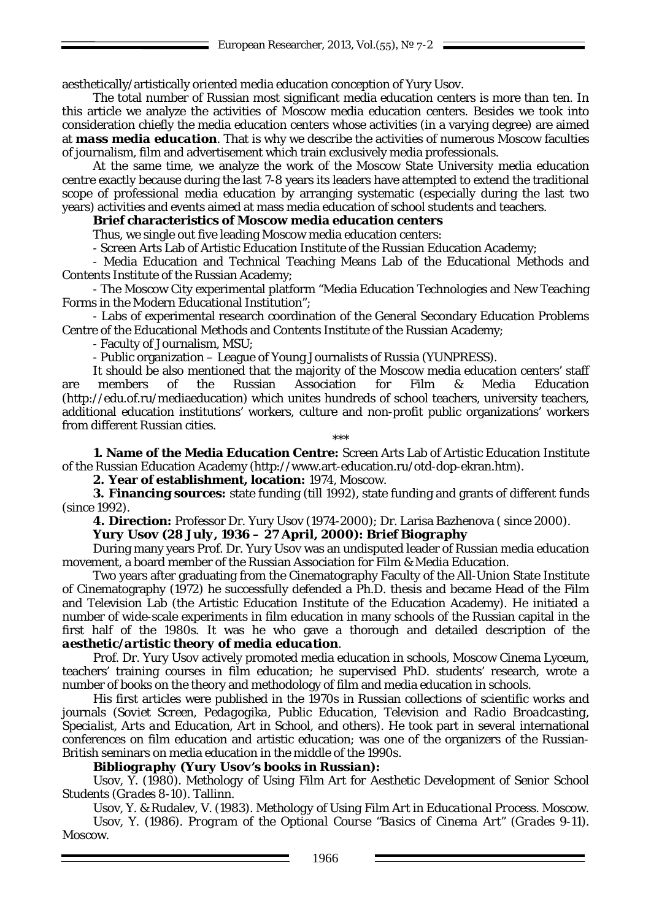aesthetically/artistically oriented media education conception of Yury Usov.

The total number of Russian most significant media education centers is more than ten. In this article we analyze the activities of Moscow media education centers. Besides we took into consideration chiefly the media education centers whose activities (in a varying degree) are aimed at ***mass media education***. That is why we describe the activities of numerous Moscow faculties of journalism, film and advertisement which train exclusively media professionals.

At the same time, we analyze the work of the Moscow State University media education centre exactly because during the last 7-8 years its leaders have attempted to extend the traditional scope of professional media education by arranging systematic (especially during the last two years) activities and events aimed at mass media education of school students and teachers.

**Brief characteristics of Moscow media education centers**

Thus, we single out five leading Moscow media education centers:

- Screen Arts Lab of Artistic Education Institute of the Russian Education Academy;
- Media Education and Technical Teaching Means Lab of the Educational Methods and Contents Institute of the Russian Academy;
- The Moscow City experimental platform "Media Education Technologies and New Teaching Forms in the Modern Educational Institution";
- Labs of experimental research coordination of the General Secondary Education Problems Centre of the Educational Methods and Contents Institute of the Russian Academy;
- Faculty of Journalism, MSU;
- Public organization – League of Young Journalists of Russia (YUNPRESS).

It should be also mentioned that the majority of the Moscow media education centers' staff are members of the Russian Association for Film & Media Education (http://edu.of.ru/mediaeducation) which unites hundreds of school teachers, university teachers, additional education institutions' workers, culture and non-profit public organizations' workers from different Russian cities.

\*\*\*

**1. Name of the Media Education Centre:** Screen Arts Lab of Artistic Education Institute of the Russian Education Academy (http://www.art-education.ru/otd-dop-ekran.htm).

**2. Year of establishment, location:** 1974, Moscow.

**3. Financing sources:** state funding (till 1992), state funding and grants of different funds (since 1992).

**4. Direction:** Professor Dr. Yury Usov (1974-2000); Dr. Larisa Bazhenova ( since 2000).

***Yury Usov (28 July, 1936 – 27 April, 2000): Brief Biography***

During many years Prof. Dr. Yury Usov was an undisputed leader of Russian media education movement, a board member of the Russian Association for Film & Media Education.

Two years after graduating from the Cinematography Faculty of the All-Union State Institute of Cinematography (1972) he successfully defended a Ph.D. thesis and became Head of the Film and Television Lab (the Artistic Education Institute of the Education Academy). He initiated a number of wide-scale experiments in film education in many schools of the Russian capital in the first half of the 1980s. It was he who gave a thorough and detailed description of the ***aesthetic/artistic theory of media education***.

Prof. Dr. Yury Usov actively promoted media education in schools, Moscow Cinema Lyceum, teachers' training courses in film education; he supervised PhD. students' research, wrote a number of books on the theory and methodology of film and media education in schools.

His first articles were published in the 1970s in Russian collections of scientific works and journals (*Soviet Screen*, *Pedagogika*, *Public Education*, *Television and Radio Broadcasting*, *Specialist*, *Arts and Education*, *Art in School*, and others). He took part in several international conferences on film education and artistic education; was one of the organizers of the Russian-British seminars on media education in the middle of the 1990s.

***Bibliography (Yury Usov's books in Russian):***

Usov, Y. (1980). Methology of Using Film Art for Aesthetic Development of Senior School Students (*Grades 8-10*). Tallinn.

Usov, Y. & Rudalev, V. (1983). *Methology of Using Film Art in Educational Process*. Moscow.

Usov, Y. (1986). *Program of the Optional Course "Basics of Cinema Art" (Grades 9-11)*. Moscow.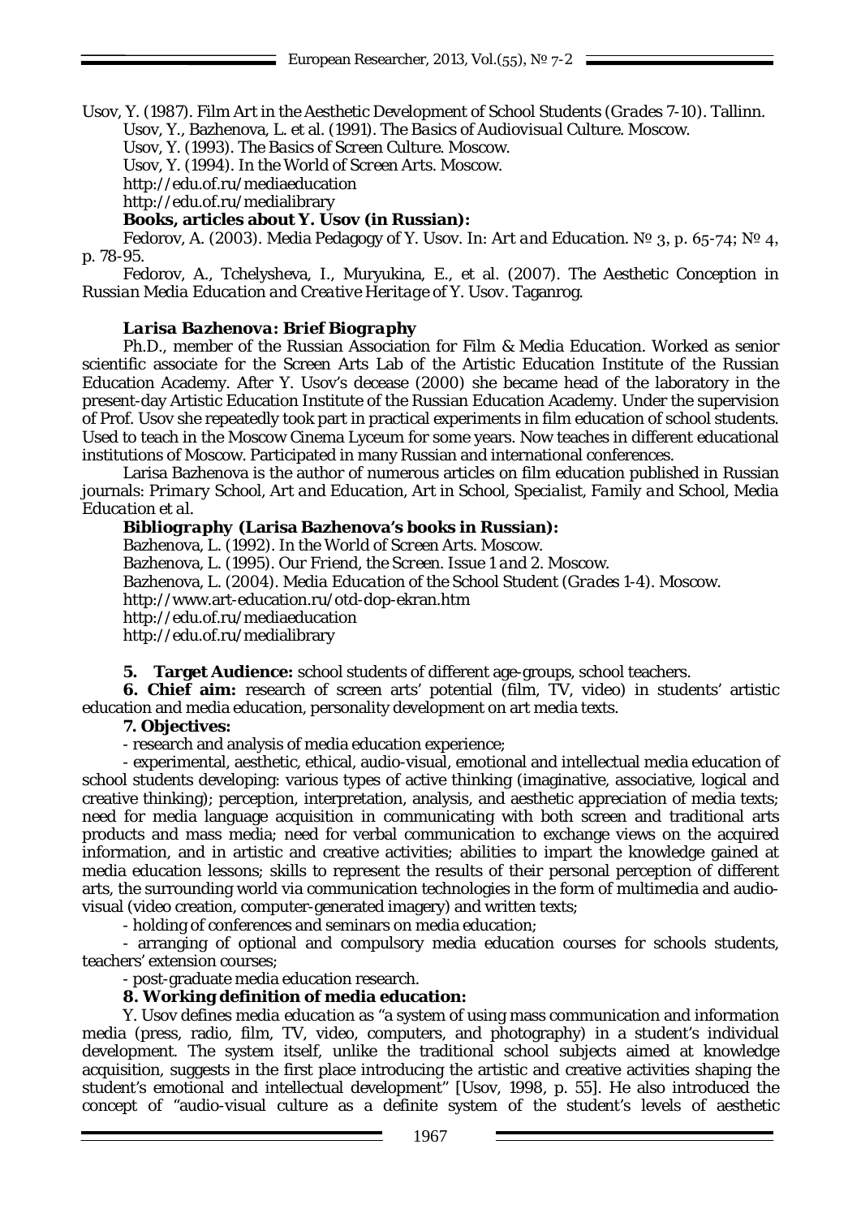Usov, Y. (1987). *Film Art in the Aesthetic Development of School Students (Grades 7-10)*. Tallinn.

Usov, Y., Bazhenova, L. et al. (1991). *The Basics of Audiovisual Culture*. Moscow.

Usov, Y. (1993). *The Basics of Screen Culture*. Moscow.

Usov, Y. (1994). *In the World of Screen Arts*. Moscow.

http://edu.of.ru/mediaeducation

http://edu.of.ru/medialibrary

**Books, articles about Y. Usov (in Russian):**

Fedorov, A. (2003). Media Pedagogy of Y. Usov. In: *Art and Education*. № 3, p. 65-74; № 4, p. 78-95.

Fedorov, A., Tchelysheva, I., Muryukina, E., et al. (2007). *The Aesthetic Conception in Russian Media Education and Creative Heritage of Y. Usov*. Taganrog.

### *Larisa Bazhenova: Brief Biography*

Ph.D., member of the Russian Association for Film & Media Education. Worked as senior scientific associate for the Screen Arts Lab of the Artistic Education Institute of the Russian Education Academy. After Y. Usov's decease (2000) she became head of the laboratory in the present-day Artistic Education Institute of the Russian Education Academy. Under the supervision of Prof. Usov she repeatedly took part in practical experiments in film education of school students. Used to teach in the Moscow Cinema Lyceum for some years. Now teaches in different educational institutions of Moscow. Participated in many Russian and international conferences.

Larisa Bazhenova is the author of numerous articles on film education published in Russian journals: *Primary School*, *Art and Education*, *Art in School*, *Specialist*, *Family and School*, *Media Education et al.*

**Bibliography (Larisa Bazhenova's books in Russian):**

Bazhenova, L. (1992). *In the World of Screen Arts*. Moscow.

Bazhenova, L. (1995). *Our Friend, the Screen. Issue 1 and 2*. Moscow.

Bazhenova, L. (2004). *Media Education of the School Student (Grades 1-4)*. Moscow.

http://www.art-education.ru/otd-dop-ekran.htm

http://edu.of.ru/mediaeducation

http://edu.of.ru/medialibrary

**5. Target Audience:** school students of different age-groups, school teachers.

**6. Chief aim:** research of screen arts' potential (film, TV, video) in students' artistic education and media education, personality development on art media texts.

**7. Objectives:**

- research and analysis of media education experience;
- experimental, aesthetic, ethical, audio-visual, emotional and intellectual media education of school students developing: various types of active thinking (imaginative, associative, logical and creative thinking); perception, interpretation, analysis, and aesthetic appreciation of media texts; need for media language acquisition in communicating with both screen and traditional arts products and mass media; need for verbal communication to exchange views on the acquired information, and in artistic and creative activities; abilities to impart the knowledge gained at media education lessons; skills to represent the results of their personal perception of different arts, the surrounding world via communication technologies in the form of multimedia and audio-visual (video creation, computer-generated imagery) and written texts;
- holding of conferences and seminars on media education;
- arranging of optional and compulsory media education courses for schools students, teachers' extension courses;
- post-graduate media education research.

**8. Working definition of media education:**

Y. Usov defines media education as "a system of using mass communication and information media (press, radio, film, TV, video, computers, and photography) in a student's individual development. The system itself, unlike the traditional school subjects aimed at knowledge acquisition, suggests in the first place introducing the artistic and creative activities shaping the student's emotional and intellectual development" [Usov, 1998, p. 55]. He also introduced the concept of "audio-visual culture as a definite system of the student's levels of aesthetic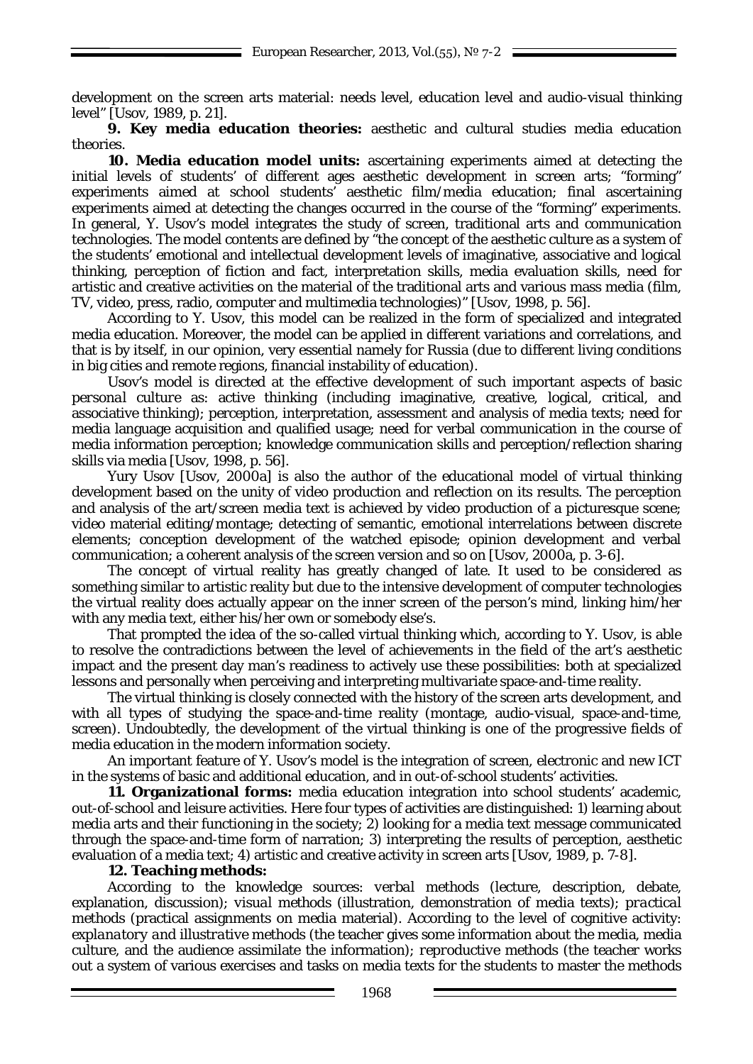development on the screen arts material: needs level, education level and audio-visual thinking level" [Usov, 1989, p. 21].

**9. Key media education theories:** aesthetic and cultural studies media education theories.

**10. Media education model units:** ascertaining experiments aimed at detecting the initial levels of students' of different ages aesthetic development in screen arts; "forming" experiments aimed at school students' aesthetic film/media education; final ascertaining experiments aimed at detecting the changes occurred in the course of the "forming" experiments. In general, Y. Usov's model integrates the study of screen, traditional arts and communication technologies. The model contents are defined by "the concept of the aesthetic culture as a system of the students' emotional and intellectual development levels of imaginative, associative and logical thinking, perception of fiction and fact, interpretation skills, media evaluation skills, need for artistic and creative activities on the material of the traditional arts and various mass media (film, TV, video, press, radio, computer and multimedia technologies)" [Usov, 1998, p. 56].

According to Y. Usov, this model can be realized in the form of specialized and integrated media education. Moreover, the model can be applied in different variations and correlations, and that is by itself, in our opinion, very essential namely for Russia (due to different living conditions in big cities and remote regions, financial instability of education).

Usov's model is directed at the effective development of such important aspects of basic *personal culture* as: active thinking (including imaginative, creative, logical, critical, and associative thinking); perception, interpretation, assessment and analysis of media texts; need for media language acquisition and qualified usage; need for verbal communication in the course of media information perception; knowledge communication skills and perception/reflection sharing skills via media [Usov, 1998, p. 56].

Yury Usov [Usov, 2000a] is also the author of the educational model of virtual thinking development based on the unity of video production and reflection on its results. The perception and analysis of the art/screen media text is achieved by video production of a picturesque scene; video material editing/montage; detecting of semantic, emotional interrelations between discrete elements; conception development of the watched episode; opinion development and verbal communication; a coherent analysis of the screen version and so on [Usov, 2000a, p. 3-6].

The concept of virtual reality has greatly changed of late. It used to be considered as something similar to artistic reality but due to the intensive development of computer technologies the virtual reality does actually appear on the inner screen of the person's mind, linking him/her with any media text, either his/her own or somebody else's.

That prompted the idea of the so-called virtual thinking which, according to Y. Usov, is able to resolve the contradictions between the level of achievements in the field of the art's aesthetic impact and the present day man's readiness to actively use these possibilities: both at specialized lessons and personally when perceiving and interpreting multivariate space-and-time reality.

The virtual thinking is closely connected with the history of the screen arts development, and with all types of studying the space-and-time reality (montage, audio-visual, space-and-time, screen). Undoubtedly, the development of the virtual thinking is one of the progressive fields of media education in the modern information society.

An important feature of Y. Usov's model is the integration of screen, electronic and new ICT in the systems of basic and additional education, and in out-of-school students' activities.

**11. Organizational forms:** media education integration into school students' academic, out-of-school and leisure activities. Here four types of activities are distinguished: 1) learning about media arts and their functioning in the society; 2) looking for a media text message communicated through the space-and-time form of narration; 3) interpreting the results of perception, aesthetic evaluation of a media text; 4) artistic and creative activity in screen arts [Usov, 1989, p. 7-8].

**12. Teaching methods:**

According to the knowledge sources: *verbal* methods (lecture, description, debate, explanation, discussion); *visual* methods (illustration, demonstration of media texts); *practical* methods (practical assignments on media material). According to the level of cognitive activity: *explanatory and illustrative* methods (the teacher gives some information about the media, media culture, and the audience assimilate the information); *reproductive* methods (the teacher works out a system of various exercises and tasks on media texts for the students to master the methods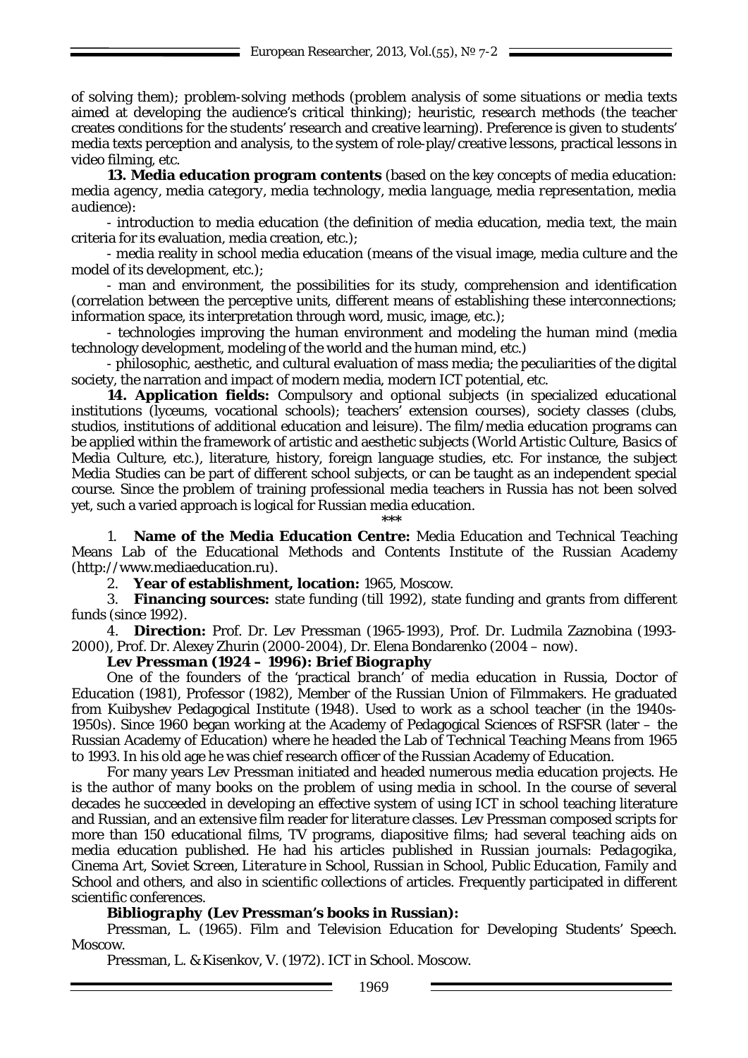of solving them); problem-solving methods (problem analysis of some situations or media texts aimed at developing the audience's critical thinking); heuristic, research methods (the teacher creates conditions for the students' research and creative learning). Preference is given to students' media texts perception and analysis, to the system of role-play/creative lessons, practical lessons in video filming, etc.

**13. Media education program contents** (based on the key concepts of media education: *media agency*, *media category*, *media technology*, *media language*, *media representation*, *media audience*):

- introduction to media education (the definition of media education, media text, the main criteria for its evaluation, media creation, etc.);
- media reality in school media education (means of the visual image, media culture and the model of its development, etc.);
- man and environment, the possibilities for its study, comprehension and identification (correlation between the perceptive units, different means of establishing these interconnections; information space, its interpretation through word, music, image, etc.);
- technologies improving the human environment and modeling the human mind (media technology development, modeling of the world and the human mind, etc.)
- philosophic, aesthetic, and cultural evaluation of mass media; the peculiarities of the digital society, the narration and impact of modern media, modern ICT potential, etc.

**14. Application fields:** Compulsory and optional subjects (in specialized educational institutions (lyceums, vocational schools); teachers' extension courses), society classes (clubs, studios, institutions of additional education and leisure). The film/media education programs can be applied within the framework of artistic and aesthetic subjects (*World Artistic Culture*, *Basics of Media Culture*, etc.), literature, history, foreign language studies, etc. For instance, the subject Media Studies can be part of different school subjects, or can be taught as an independent special course. Since the problem of training professional media teachers in Russia has not been solved yet, such a varied approach is logical for Russian media education.

\*\*\*

1. **Name of the Media Education Centre:** Media Education and Technical Teaching Means Lab of the Educational Methods and Contents Institute of the Russian Academy (http://www.mediaeducation.ru).
2. **Year of establishment, location:** 1965, Moscow.
3. **Financing sources:** state funding (till 1992), state funding and grants from different funds (since 1992).
4. **Direction:** Prof. Dr. Lev Pressman (1965-1993), Prof. Dr. Ludmila Zaznobina (1993-2000), Prof. Dr. Alexey Zhurin (2000-2004), Dr. Elena Bondarenko (2004 – now).

***Lev Pressman (1924 – 1996): Brief Biography***

One of the founders of the 'practical branch' of media education in Russia, Doctor of Education (1981), Professor (1982), Member of the Russian Union of Filmmakers. He graduated from Kuibyshev Pedagogical Institute (1948). Used to work as a school teacher (in the 1940s-1950s). Since 1960 began working at the Academy of Pedagogical Sciences of RSFSR (later – the Russian Academy of Education) where he headed the Lab of Technical Teaching Means from 1965 to 1993. In his old age he was chief research officer of the Russian Academy of Education.

For many years Lev Pressman initiated and headed numerous media education projects. He is the author of many books on the problem of using media in school. In the course of several decades he succeeded in developing an effective system of using ICT in school teaching literature and Russian, and an extensive film reader for literature classes. Lev Pressman composed scripts for more than 150 educational films, TV programs, diapositive films; had several teaching aids on media education published. He had his articles published in Russian journals: *Pedagogika*, *Cinema Art*, *Soviet Screen*, *Literature in School*, *Russian in School*, *Public Education*, *Family and* School and others, and also in scientific collections of articles. Frequently participated in different scientific conferences.

***Bibliography* (Lev Pressman's books in Russian):**

Pressman, L. (1965). *Film and Television Education for Developing Students' Speech*. Moscow.

Pressman, L. & Kisenkov, V. (1972). ICT in School. Moscow.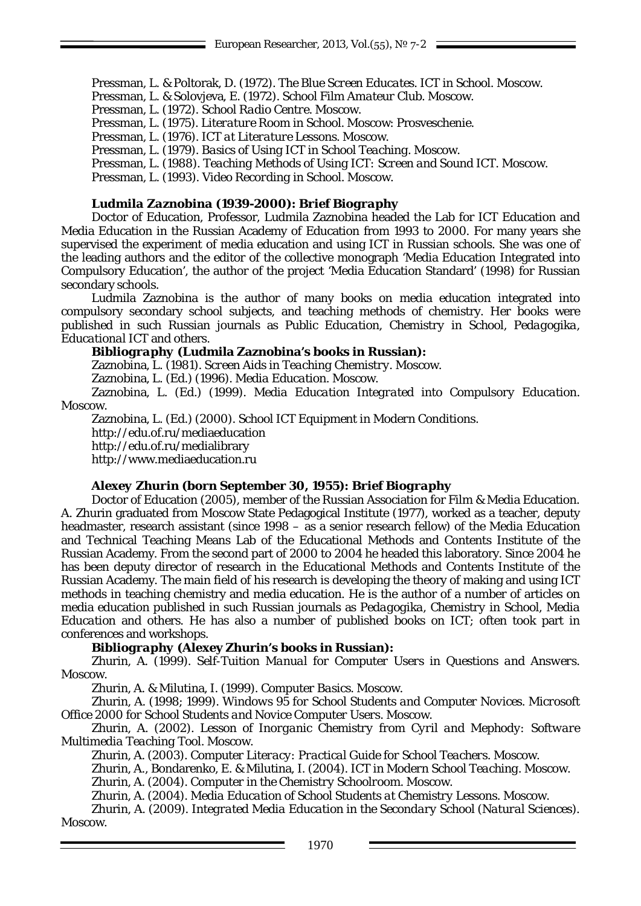Pressman, L. & Poltorak, D. (1972). *The Blue Screen Educates. ICT in School*. Moscow.

Pressman, L. & Solovjeva, E. (1972). *School Film Amateur Club*. Moscow.

Pressman, L. (1972). *School Radio Centre*. Moscow.

Pressman, L. (1975). *Literature Room in School*. Moscow: Prosveschenie.

Pressman, L. (1976). *ICT at Literature Lessons*. Moscow.

Pressman, L. (1979). *Basics of Using ICT in School Teaching*. Moscow.

Pressman, L. (1988). *Teaching Methods of Using ICT: Screen and Sound ICT*. Moscow.

Pressman, L. (1993). *Video Recording in School*. Moscow.

### Ludmila Zaznobina (1939-2000): Brief Biography

Doctor of Education, Professor, Ludmila Zaznobina headed the Lab for ICT Education and Media Education in the Russian Academy of Education from 1993 to 2000. For many years she supervised the experiment of media education and using ICT in Russian schools. She was one of the leading authors and the editor of the collective monograph 'Media Education Integrated into Compulsory Education', the author of the project 'Media Education Standard' (1998) for Russian secondary schools.

Ludmila Zaznobina is the author of many books on media education integrated into compulsory secondary school subjects, and teaching methods of chemistry. Her books were published in such Russian journals as *Public Education*, *Chemistry in School*, *Pedagogika*, *Educational ICT* and others.

**Bibliography (Ludmila Zaznobina's books in Russian):**

Zaznobina, L. (1981). *Screen Aids in Teaching Chemistry*. Moscow.

Zaznobina, L. (Ed.) (1996). *Media Education*. Moscow.

Zaznobina, L. (Ed.) (1999). *Media Education Integrated into Compulsory Education*. Moscow.

Zaznobina, L. (Ed.) (2000). *School ICT Equipment in Modern Conditions*.

http://edu.of.ru/mediaeducation

http://edu.of.ru/medialibrary

http://www.mediaeducation.ru

### Alexey Zhurin (born September 30, 1955): Brief Biography

Doctor of Education (2005), member of the Russian Association for Film & Media Education. A. Zhurin graduated from Moscow State Pedagogical Institute (1977), worked as a teacher, deputy headmaster, research assistant (since 1998 – as a senior research fellow) of the Media Education and Technical Teaching Means Lab of the Educational Methods and Contents Institute of the Russian Academy. From the second part of 2000 to 2004 he headed this laboratory. Since 2004 he has been deputy director of research in the Educational Methods and Contents Institute of the Russian Academy. The main field of his research is developing the theory of making and using ICT methods in teaching chemistry and media education. He is the author of a number of articles on media education published in such Russian journals as *Pedagogika*, *Chemistry in School*, *Media Education* and others. He has also a number of published books on ICT; often took part in conferences and workshops.

**Bibliography (Alexey Zhurin's books in Russian):**

Zhurin, A. (1999). *Self-Tuition Manual for Computer Users in Questions and Answers*. Moscow.

Zhurin, A. & Milutina, I. (1999). *Computer Basics*. Moscow.

Zhurin, A. (1998; 1999). *Windows 95 for School Students and Computer Novices. Microsoft Office 2000 for School Students and Novice Computer Users*. Moscow.

Zhurin, A. (2002). *Lesson of Inorganic Chemistry from Cyril and Mephody: Software Multimedia Teaching Tool*. Moscow.

Zhurin, A. (2003). *Computer Literacy: Practical Guide for School Teachers*. Moscow.

Zhurin, A., Bondarenko, E. & Milutina, I. (2004). *ICT in Modern School Teaching*. Moscow.

Zhurin, A. (2004). *Computer in the Chemistry Schoolroom*. Moscow.

Zhurin, A. (2004). *Media Education of School Students at Chemistry Lessons*. Moscow.

Zhurin, A. (2009). *Integrated Media Education in the Secondary School (Natural Sciences)*. Moscow.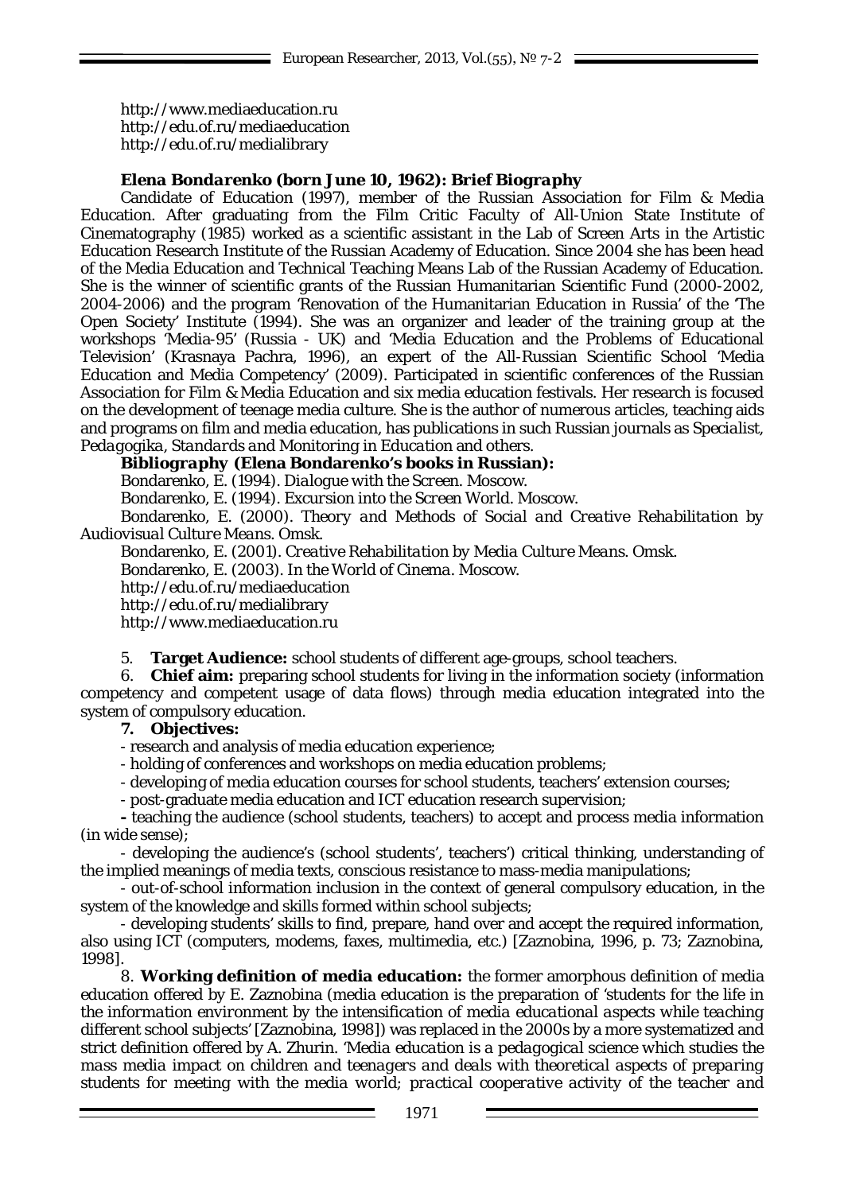http://www.mediaeducation.ru
http://edu.of.ru/mediaeducation
http://edu.of.ru/medialibrary

### *Elena Bondarenko (born June 10, 1962): Brief Biography*

Candidate of Education (1997), member of the Russian Association for Film & Media Education. After graduating from the Film Critic Faculty of All-Union State Institute of Cinematography (1985) worked as a scientific assistant in the Lab of Screen Arts in the Artistic Education Research Institute of the Russian Academy of Education. Since 2004 she has been head of the Media Education and Technical Teaching Means Lab of the Russian Academy of Education. She is the winner of scientific grants of the Russian Humanitarian Scientific Fund (2000-2002, 2004-2006) and the program 'Renovation of the Humanitarian Education in Russia' of the 'The Open Society' Institute (1994). She was an organizer and leader of the training group at the workshops 'Media-95' (Russia - UK) and 'Media Education and the Problems of Educational Television' (Krasnaya Pachra, 1996), an expert of the All-Russian Scientific School 'Media Education and Media Competency' (2009). Participated in scientific conferences of the Russian Association for Film & Media Education and six media education festivals. Her research is focused on the development of teenage media culture. She is the author of numerous articles, teaching aids and programs on film and media education, has publications in such Russian journals as *Specialist, Pedagogika, Standards and Monitoring in Education* and others.

**Bibliography (Elena Bondarenko's books in Russian):**

Bondarenko, E. (1994). *Dialogue with the Screen*. Moscow.

Bondarenko, E. (1994). *Excursion into the Screen World*. Moscow.

Bondarenko, E. (2000). *Theory and Methods of Social and Creative Rehabilitation by Audiovisual Culture Means*. Omsk.

Bondarenko, E. (2001). *Creative Rehabilitation by Media Culture Means*. Omsk.

Bondarenko, E. (2003). *In the World of Cinema*. Moscow.

http://edu.of.ru/mediaeducation
http://edu.of.ru/medialibrary
http://www.mediaeducation.ru

5. **Target Audience:** school students of different age-groups, school teachers.

6. **Chief aim:** preparing school students for living in the information society (information competency and competent usage of data flows) through media education integrated into the system of compulsory education.

7. **Objectives:**

- research and analysis of media education experience;
- holding of conferences and workshops on media education problems;
- developing of media education courses for school students, teachers' extension courses;
- post-graduate media education and ICT education research supervision;
- teaching the audience (school students, teachers) to accept and process media information (in wide sense);
- developing the audience's (school students', teachers') critical thinking, understanding of the implied meanings of media texts, conscious resistance to mass-media manipulations;
- out-of-school information inclusion in the context of general compulsory education, in the system of the knowledge and skills formed within school subjects;
- developing students' skills to find, prepare, hand over and accept the required information, also using ICT (computers, modems, faxes, multimedia, etc.) [Zaznobina, 1996, p. 73; Zaznobina, 1998].

8. **Working definition of media education:** the former amorphous definition of media education offered by E. Zaznobina (media education is the preparation of *'students for the life in the information environment by the intensification of media educational aspects while teaching different school subjects'* [Zaznobina, 1998]) was replaced in the 2000s by a more systematized and strict definition offered by A. Zhurin. *'Media education is a pedagogical science which studies the mass media impact on children and teenagers and deals with theoretical aspects of preparing students for meeting with the media world; practical cooperative activity of the teacher and*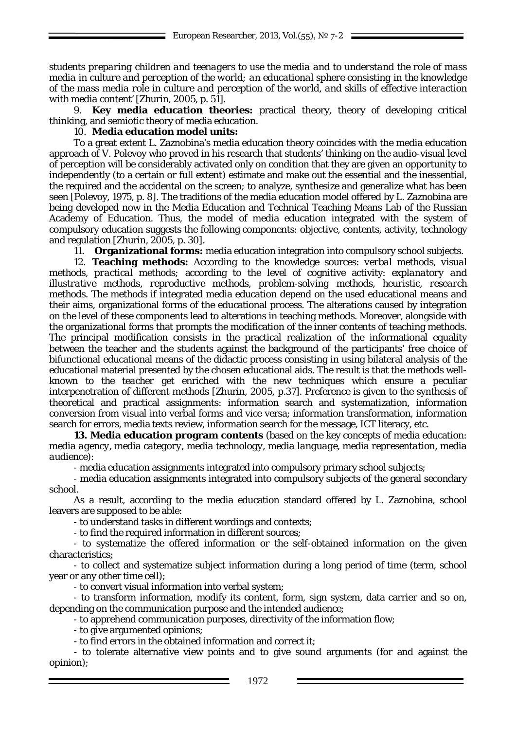*students preparing children and teenagers to use the media and to understand the role of mass media in culture and perception of the world; an educational sphere consisting in the knowledge of the mass media role in culture and perception of the world, and skills of effective interaction with media content'* [Zhurin, 2005, p. 51].

9. **Key media education theories:** practical theory, theory of developing critical thinking, and semiotic theory of media education.

10. **Media education model units:**

To a great extent L. Zaznobina's media education theory coincides with the media education approach of V. Polevoy who proved in his research that students' thinking on the audio-visual level of perception will be considerably activated only on condition that they are given an opportunity to independently (to a certain or full extent) estimate and make out the essential and the inessential, the required and the accidental on the screen; to analyze, synthesize and generalize what has been seen [Polevoy, 1975, p. 8]. The traditions of the media education model offered by L. Zaznobina are being developed now in the Media Education and Technical Teaching Means Lab of the Russian Academy of Education. Thus, the model of media education integrated with the system of compulsory education suggests the following components: objective, contents, activity, technology and regulation [Zhurin, 2005, p. 30].

11. **Organizational forms:** media education integration into compulsory school subjects.

12. **Teaching methods:** According to the knowledge sources: *verbal methods, visual methods, practical methods;* according to the level of cognitive activity: *explanatory and illustrative methods, reproductive methods, problem-solving methods, heuristic, research methods.* The methods if integrated media education depend on the used educational means and their aims, organizational forms of the educational process. The alterations caused by integration on the level of these components lead to alterations in teaching methods. Moreover, alongside with the organizational forms that prompts the modification of the inner contents of teaching methods. The principal modification consists in the practical realization of the informational equality between the teacher and the students against the background of the participants' free choice of bifunctional educational means of the didactic process consisting in using bilateral analysis of the educational material presented by the chosen educational aids. The result is that the methods well-known to the teacher get enriched with the new techniques which ensure a peculiar interpenetration of different methods [Zhurin, 2005, p.37]. Preference is given to the synthesis of theoretical and practical assignments: information search and systematization, information conversion from visual into verbal forms and vice versa; information transformation, information search for errors, media texts review, information search for the message, ICT literacy, etc.

**13. Media education program contents** (based on the key concepts of media education: *media agency, media category, media technology, media language, media representation, media audience*):

- media education assignments integrated into compulsory primary school subjects;
- media education assignments integrated into compulsory subjects of the general secondary school.

As a result, according to the media education standard offered by L. Zaznobina, school leavers are supposed to be able:

- to understand tasks in different wordings and contexts;
- to find the required information in different sources;
- to systematize the offered information or the self-obtained information on the given characteristics;
- to collect and systematize subject information during a long period of time (term, school year or any other time cell);
- to convert visual information into verbal system;
- to transform information, modify its content, form, sign system, data carrier and so on, depending on the communication purpose and the intended audience;
- to apprehend communication purposes, directivity of the information flow;
- to give argumented opinions;
- to find errors in the obtained information and correct it;
- to tolerate alternative view points and to give sound arguments (for and against the opinion);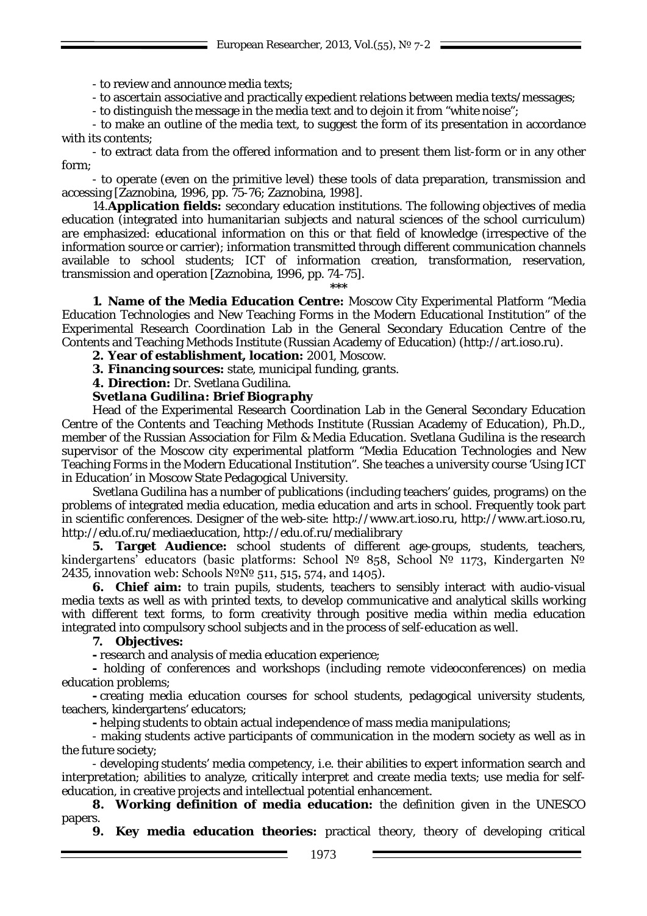- to review and announce media texts;

- to ascertain associative and practically expedient relations between media texts/messages;

- to distinguish the message in the media text and to dejoin it from "white noise";

- to make an outline of the media text, to suggest the form of its presentation in accordance with its contents;

- to extract data from the offered information and to present them list-form or in any other form;

- to operate (even on the primitive level) these tools of data preparation, transmission and accessing [Zaznobina, 1996, pp. 75-76; Zaznobina, 1998].

14. **Application fields:** secondary education institutions. The following objectives of media education (integrated into humanitarian subjects and natural sciences of the school curriculum) are emphasized: educational information on this or that field of knowledge (irrespective of the information source or carrier); information transmitted through different communication channels available to school students; ICT of information creation, transformation, reservation, transmission and operation [Zaznobina, 1996, pp. 74-75].

\*\*\*

**1. Name of the Media Education Centre:** Moscow City Experimental Platform "Media Education Technologies and New Teaching Forms in the Modern Educational Institution" of the Experimental Research Coordination Lab in the General Secondary Education Centre of the Contents and Teaching Methods Institute (Russian Academy of Education) (http://art.ioso.ru).

**2. Year of establishment, location:** 2001, Moscow.

**3. Financing sources:** state, municipal funding, grants.

**4. Direction:** Dr. Svetlana Gudilina.

***Svetlana Gudilina: Brief Biography***

Head of the Experimental Research Coordination Lab in the General Secondary Education Centre of the Contents and Teaching Methods Institute (Russian Academy of Education), Ph.D., member of the Russian Association for Film & Media Education. Svetlana Gudilina is the research supervisor of the Moscow city experimental platform "Media Education Technologies and New Teaching Forms in the Modern Educational Institution". She teaches a university course 'Using ICT in Education' in Moscow State Pedagogical University.

Svetlana Gudilina has a number of publications (including teachers' guides, programs) on the problems of integrated media education, media education and arts in school. Frequently took part in scientific conferences. Designer of the web-site: http://www.art.ioso.ru, http://www.art.ioso.ru, http://edu.of.ru/mediaeducation, http://edu.of.ru/medialibrary

**5. Target Audience:** school students of different age-groups, students, teachers, kindergartens' educators (basic platforms: School № 858, School № 1173, Kindergarten № 2435, innovation web: Schools №№ 511, 515, 574, and 1405).

**6. Chief aim:** to train pupils, students, teachers to sensibly interact with audio-visual media texts as well as with printed texts, to develop communicative and analytical skills working with different text forms, to form creativity through positive media within media education integrated into compulsory school subjects and in the process of self-education as well.

**7. Objectives:**

- research and analysis of media education experience;

- holding of conferences and workshops (including remote videoconferences) on media education problems;

- creating media education courses for school students, pedagogical university students, teachers, kindergartens' educators;

- helping students to obtain actual independence of mass media manipulations;

- making students active participants of communication in the modern society as well as in the future society;

- developing students' media competency, i.e. their abilities to expert information search and interpretation; abilities to analyze, critically interpret and create media texts; use media for self-education, in creative projects and intellectual potential enhancement.

**8. Working definition of media education:** the definition given in the UNESCO papers.

**9. Key media education theories:** practical theory, theory of developing critical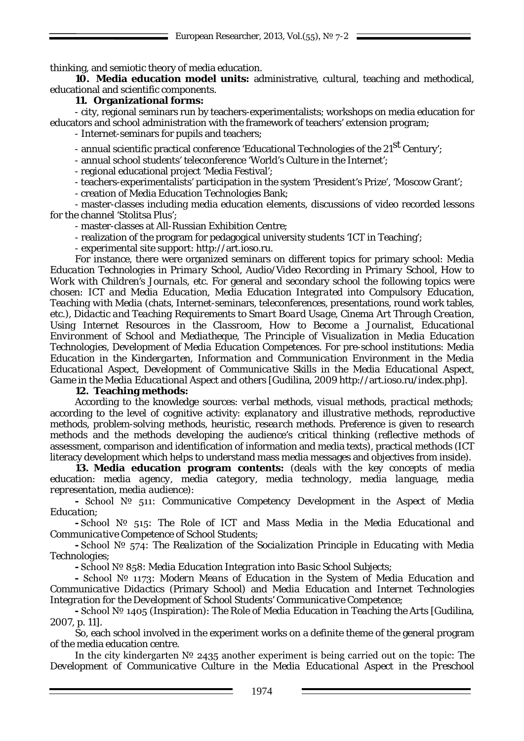thinking, and semiotic theory of media education.

**10. Media education model units:** administrative, cultural, teaching and methodical, educational and scientific components.

**11. Organizational forms:**

- city, regional seminars run by teachers-experimentalists; workshops on media education for educators and school administration with the framework of teachers' extension program;
- Internet-seminars for pupils and teachers;
- annual scientific practical conference 'Educational Technologies of the 21st Century';
- annual school students' teleconference 'World's Culture in the Internet';
- regional educational project 'Media Festival';
- teachers-experimentalists' participation in the system 'President's Prize', 'Moscow Grant';
- creation of Media Education Technologies Bank;
- master-classes including media education elements, discussions of video recorded lessons for the channel 'Stolitsa Plus';
- master-classes at All-Russian Exhibition Centre;
- realization of the program for pedagogical university students 'ICT in Teaching';
- experimental site support: http://art.ioso.ru.

For instance, there were organized seminars on different topics for primary school: *Media Education Technologies in Primary School, Audio/Video Recording in Primary School, How to Work with Children's Journals,* etc. For general and secondary school the following topics were chosen: *ICT and Media Education, Media Education Integrated into Compulsory Education, Teaching with Media (chats, Internet-seminars, teleconferences, presentations, round work tables, etc.), Didactic and Teaching Requirements to Smart Board Usage, Cinema Art Through Creation, Using Internet Resources in the Classroom, How to Become a Journalist, Educational Environment of School and Mediatheque, The Principle of Visualization in Media Education* Technologies, *Development of Media Education Competences.* For pre-school institutions: *Media Education in the Kindergarten, Information and Communication Environment in the Media Educational Aspect, Development of Communicative Skills in the Media Educational Aspect, Game in the Media Educational Aspect* and others [Gudilina, 2009 http://art.ioso.ru/index.php].

**12. Teaching methods:**

According to the knowledge sources: *verbal methods, visual methods, practical methods;* according to the level of cognitive activity: *explanatory and illustrative methods, reproductive methods, problem-solving methods, heuristic, research methods.* Preference is given to research methods and the methods developing the audience's critical thinking (reflective methods of assessment, comparison and identification of information and media texts), practical methods (ICT literacy development which helps to understand mass media messages and objectives from inside).

**13. Media education program contents:** (deals with the key concepts of media education: *media agency, media category, media technology, media language, media representation, media audience*):

- School № 511: *Communicative Competency Development in the Aspect of Media Education;*
- School № 515: *The Role of ICT and Mass Media in the Media Educational and Communicative Competence of School Students;*
- School № 574: *The Realization of the Socialization Principle in Educating with Media Technologies;*
- School № 858: *Media Education Integration into Basic School Subjects;*
- School № 1173: *Modern Means of Education in the System of Media Education and Communicative Didactics (Primary School) and Media Education and Internet Technologies Integration for the Development of School Students' Communicative Competence;*
- School № 1405 (Inspiration): *The Role of Media Education in Teaching the Arts* [Gudilina, 2007, p. 11].

So, each school involved in the experiment works on a definite theme of the general program of the media education centre.

In the city kindergarten № 2435 another experiment is being carried out on the topic: *The Development of Communicative Culture in the Media Educational Aspect in the Preschool*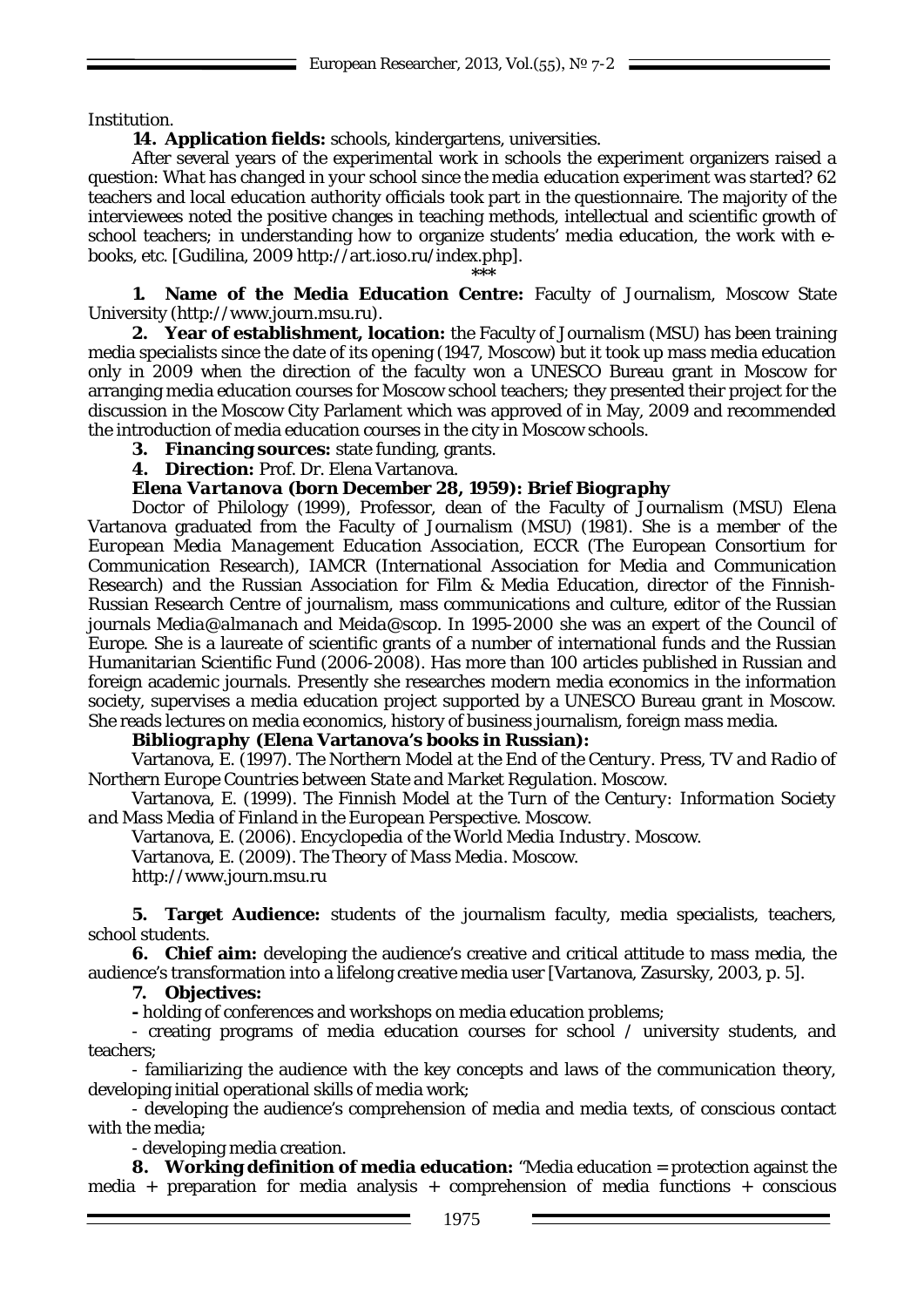Institution.

**14. Application fields:** schools, kindergartens, universities.

After several years of the experimental work in schools the experiment organizers raised a question: *What has changed in your school since the media education experiment was started?* 62 teachers and local education authority officials took part in the questionnaire. The majority of the interviewees noted the positive changes in teaching methods, intellectual and scientific growth of school teachers; in understanding how to organize students' media education, the work with e-books, etc. [Gudilina, 2009 http://art.ioso.ru/index.php].

\*\*\*

**1. Name of the Media Education Centre:** Faculty of Journalism, Moscow State University (http://www.journ.msu.ru).

**2. Year of establishment, location:** the Faculty of Journalism (MSU) has been training media specialists since the date of its opening (1947, Moscow) but it took up mass media education only in 2009 when the direction of the faculty won a UNESCO Bureau grant in Moscow for arranging media education courses for Moscow school teachers; they presented their project for the discussion in the Moscow City Parlament which was approved of in May, 2009 and recommended the introduction of media education courses in the city in Moscow schools.

**3. Financing sources:** state funding, grants.

**4. Direction:** Prof. Dr. Elena Vartanova.

***Elena Vartanova (born December 28, 1959): Brief Biography***

Doctor of Philology (1999), Professor, dean of the Faculty of Journalism (MSU) Elena Vartanova graduated from the Faculty of Journalism (MSU) (1981). She is a member of the *European Media Management Education Association*, ECCR (The European Consortium for Communication Research), IAMCR (International Association for Media and Communication Research) and the Russian Association for Film & Media Education, director of the Finnish-Russian Research Centre of journalism, mass communications and culture, editor of the Russian journals *Media@almanach* and *Meida@scop*. In 1995-2000 she was an expert of the Council of Europe. She is a laureate of scientific grants of a number of international funds and the Russian Humanitarian Scientific Fund (2006-2008). Has more than 100 articles published in Russian and foreign academic journals. Presently she researches modern media economics in the information society, supervises a media education project supported by a UNESCO Bureau grant in Moscow. She reads lectures on media economics, history of business journalism, foreign mass media.

***Bibliography (Elena Vartanova's books in Russian):***

Vartanova, E. (1997). *The Northern Model at the End of the Century. Press, TV and Radio of Northern Europe Countries between State and Market Regulation*. Moscow.

Vartanova, E. (1999). *The Finnish Model at the Turn of the Century: Information Society and Mass Media of Finland in the European Perspective*. Moscow.

Vartanova, E. (2006). *Encyclopedia of the World Media Industry*. Moscow.

Vartanova, E. (2009). *The Theory of Mass Media*. Moscow.

http://www.journ.msu.ru

**5. Target Audience:** students of the journalism faculty, media specialists, teachers, school students.

**6. Chief aim:** developing the audience's creative and critical attitude to mass media, the audience's transformation into a lifelong creative media user [Vartanova, Zasursky, 2003, p. 5].

**7. Objectives:**

- holding of conferences and workshops on media education problems;
- creating programs of media education courses for school / university students, and teachers;
- familiarizing the audience with the key concepts and laws of the communication theory, developing initial operational skills of media work;
- developing the audience's comprehension of media and media texts, of conscious contact with the media;
- developing media creation.

**8. Working definition of media education:** "Media education = protection against the media + preparation for media analysis + comprehension of media functions + conscious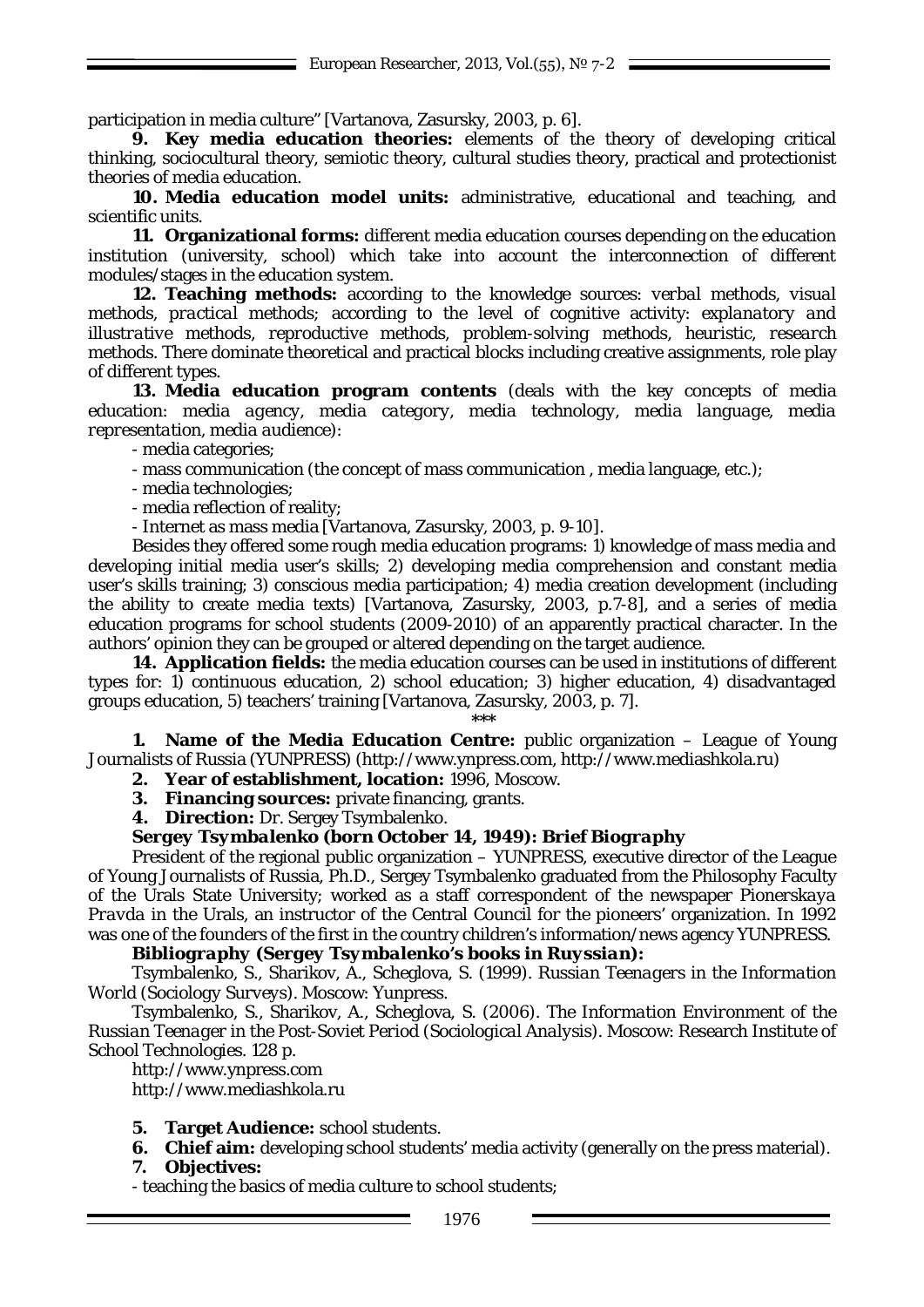participation in media culture" [Vartanova, Zasursky, 2003, p. 6].

**9. Key media education theories:** elements of the theory of developing critical thinking, sociocultural theory, semiotic theory, cultural studies theory, practical and protectionist theories of media education.

**10. Media education model units:** administrative, educational and teaching, and scientific units.

**11. Organizational forms:** different media education courses depending on the education institution (university, school) which take into account the interconnection of different modules/stages in the education system.

**12. Teaching methods:** according to the knowledge sources: *verbal* methods, *visual* methods, *practical* methods; according to the level of cognitive activity: *explanatory and illustrative* methods, *reproductive* methods, *problem-solving* methods, *heuristic*, *research* methods. There dominate theoretical and practical blocks including creative assignments, role play of different types.

**13. Media education program contents** (deals with the key concepts of media education: *media agency*, *media category*, *media technology*, *media language*, *media representation*, *media audience*):

- media categories;
- mass communication (the concept of mass communication , media language, etc.);
- media technologies;
- media reflection of reality;
- Internet as mass media [Vartanova, Zasursky, 2003, p. 9-10].

Besides they offered some rough media education programs: 1) knowledge of mass media and developing initial media user's skills; 2) developing media comprehension and constant media user's skills training; 3) conscious media participation; 4) media creation development (including the ability to create media texts) [Vartanova, Zasursky, 2003, p.7-8], and a series of media education programs for school students (2009-2010) of an apparently practical character. In the authors' opinion they can be grouped or altered depending on the target audience.

**14. Application fields:** the media education courses can be used in institutions of different types for: 1) continuous education, 2) school education; 3) higher education, 4) disadvantaged groups education, 5) teachers' training [Vartanova, Zasursky, 2003, p. 7].

\*\*\*

**1. Name of the Media Education Centre:** public organization – League of Young Journalists of Russia (YUNPRESS) (http://www.ynpress.com, http://www.mediashkola.ru)

**2. Year of establishment, location:** 1996, Moscow.

**3. Financing sources:** private financing, grants.

**4. Direction:** Dr. Sergey Tsymbalenko.

***Sergey Tsymbalenko (born October 14, 1949): Brief Biography***

President of the regional public organization – YUNPRESS, executive director of the League of Young Journalists of Russia, Ph.D., Sergey Tsymbalenko graduated from the Philosophy Faculty of the Urals State University; worked as a staff correspondent of the newspaper *Pionerskaya Pravda* in the Urals, an instructor of the Central Council for the pioneers' organization. In 1992 was one of the founders of the first in the country children's information/news agency YUNPRESS.

***Bibliography (Sergey Tsymbalenko's books in Ruyssian):***

Tsymbalenko, S., Sharikov, A., Scheglova, S. (1999). *Russian Teenagers in the Information World (Sociology Surveys)*. Moscow: Yunpress.

Tsymbalenko, S., Sharikov, A., Scheglova, S. (2006). *The Information Environment of the Russian Teenager in the Post-Soviet Period (Sociological Analysis)*. Moscow: Research Institute of School Technologies. 128 p.

http://www.ynpress.com
http://www.mediashkola.ru

**5. Target Audience:** school students.

**6. Chief aim:** developing school students' media activity (generally on the press material).

**7. Objectives:**

- teaching the basics of media culture to school students;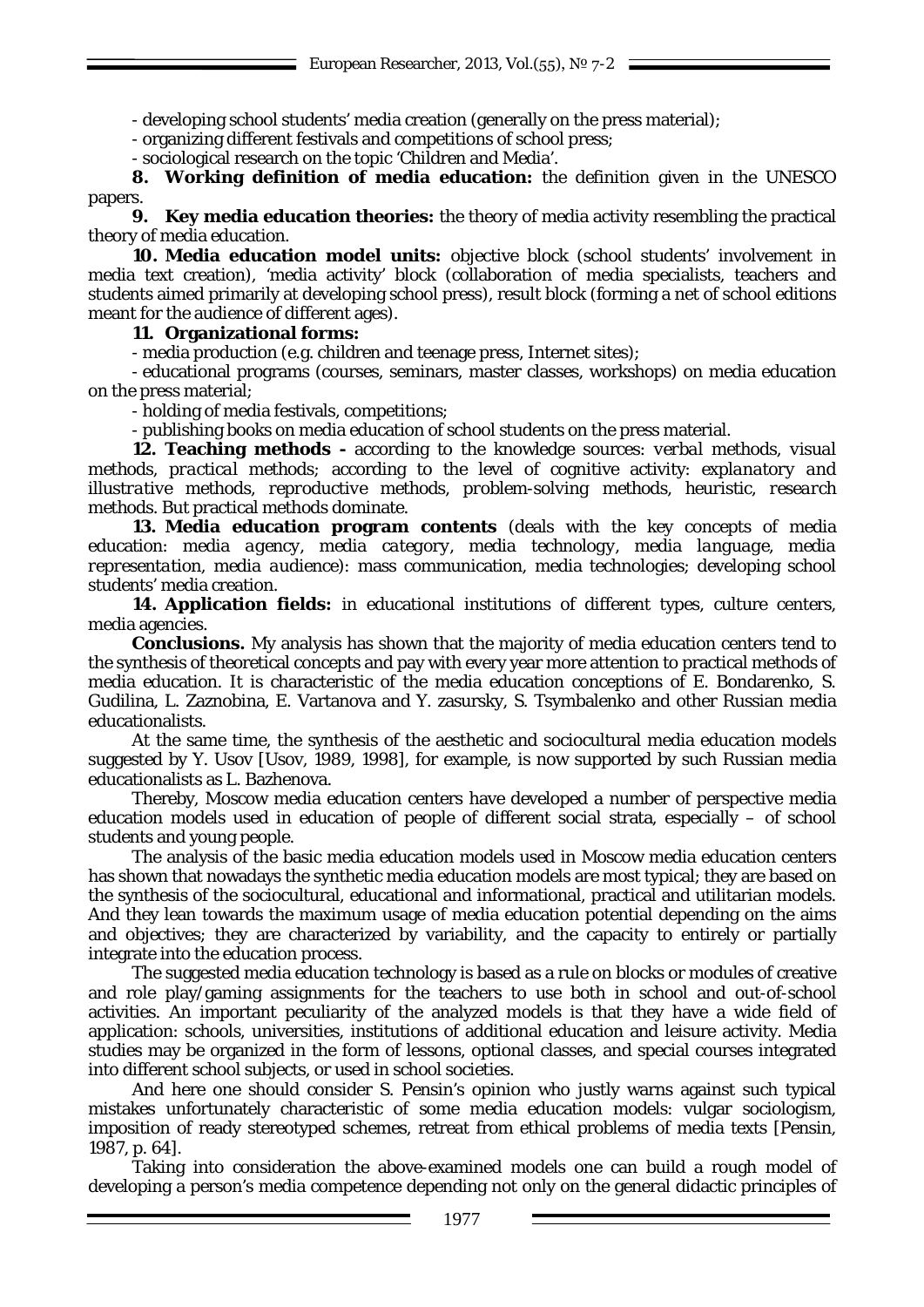- developing school students' media creation (generally on the press material);

- organizing different festivals and competitions of school press;

- sociological research on the topic 'Children and Media'.

**8. Working definition of media education:** the definition given in the UNESCO papers.

**9. Key media education theories:** the theory of media activity resembling the practical theory of media education.

**10. Media education model units:** objective block (school students' involvement in media text creation), 'media activity' block (collaboration of media specialists, teachers and students aimed primarily at developing school press), result block (forming a net of school editions meant for the audience of different ages).

**11. Organizational forms:**

- media production (e.g. children and teenage press, Internet sites);

- educational programs (courses, seminars, master classes, workshops) on media education on the press material;

- holding of media festivals, competitions;

- publishing books on media education of school students on the press material.

**12. Teaching methods -** according to the knowledge sources: *verbal methods, visual methods, practical methods*; according to the level of cognitive activity: *explanatory and illustrative methods, reproductive methods, problem-solving methods, heuristic, research methods*. But practical methods dominate.

**13. Media education program contents** (deals with the key concepts of media education: *media agency, media category, media technology, media language, media representation, media audience*): mass communication, media technologies; developing school students' media creation.

**14. Application fields:** in educational institutions of different types, culture centers, media agencies.

**Conclusions.** My analysis has shown that the majority of media education centers tend to the synthesis of theoretical concepts and pay with every year more attention to practical methods of media education. It is characteristic of the media education conceptions of E. Bondarenko, S. Gudilina, L. Zaznobina, E. Vartanova and Y. zasursky, S. Tsymbalenko and other Russian media educationalists.

At the same time, the synthesis of the aesthetic and sociocultural media education models suggested by Y. Usov [Usov, 1989, 1998], for example, is now supported by such Russian media educationalists as L. Bazhenova.

Thereby, Moscow media education centers have developed a number of perspective media education models used in education of people of different social strata, especially – of school students and young people.

The analysis of the basic media education models used in Moscow media education centers has shown that nowadays the synthetic media education models are most typical; they are based on the synthesis of the sociocultural, educational and informational, practical and utilitarian models. And they lean towards the maximum usage of media education potential depending on the aims and objectives; they are characterized by variability, and the capacity to entirely or partially integrate into the education process.

The suggested media education technology is based as a rule on blocks or modules of creative and role play/gaming assignments for the teachers to use both in school and out-of-school activities. An important peculiarity of the analyzed models is that they have a wide field of application: schools, universities, institutions of additional education and leisure activity. Media studies may be organized in the form of lessons, optional classes, and special courses integrated into different school subjects, or used in school societies.

And here one should consider S. Pensin's opinion who justly warns against such typical mistakes unfortunately characteristic of some media education models: vulgar sociologism, imposition of ready stereotyped schemes, retreat from ethical problems of media texts [Pensin, 1987, p. 64].

Taking into consideration the above-examined models one can build a rough model of developing a person's media competence depending not only on the general didactic principles of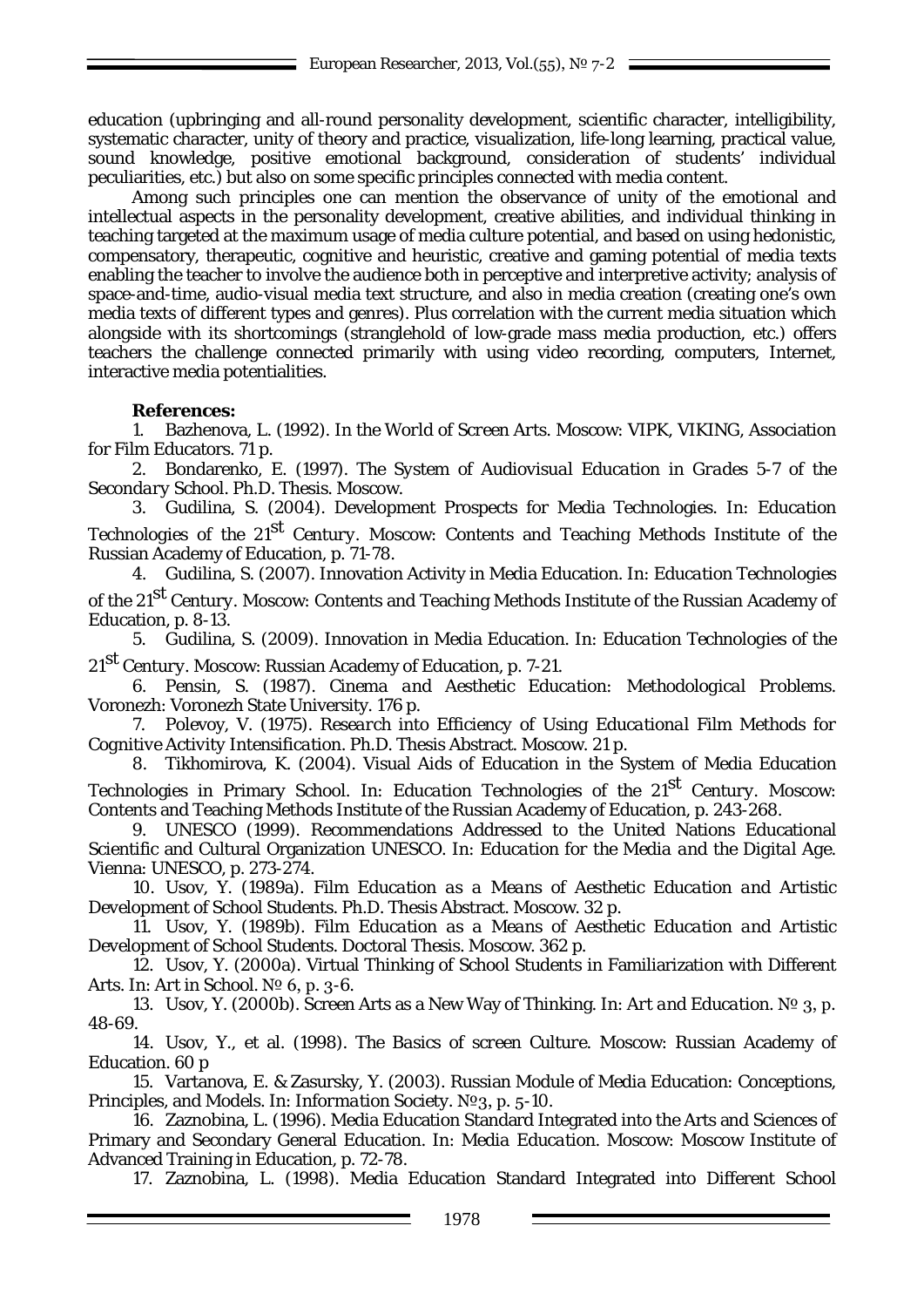education (upbringing and all-round personality development, scientific character, intelligibility, systematic character, unity of theory and practice, visualization, life-long learning, practical value, sound knowledge, positive emotional background, consideration of students' individual peculiarities, etc.) but also on some specific principles connected with media content.

Among such principles one can mention the observance of unity of the emotional and intellectual aspects in the personality development, creative abilities, and individual thinking in teaching targeted at the maximum usage of media culture potential, and based on using hedonistic, compensatory, therapeutic, cognitive and heuristic, creative and gaming potential of media texts enabling the teacher to involve the audience both in perceptive and interpretive activity; analysis of space-and-time, audio-visual media text structure, and also in media creation (creating one's own media texts of different types and genres). Plus correlation with the current media situation which alongside with its shortcomings (stranglehold of low-grade mass media production, etc.) offers teachers the challenge connected primarily with using video recording, computers, Internet, interactive media potentialities.

**References:**

1. Bazhenova, L. (1992). *In the World of Screen Arts*. Moscow: VIPK, VIKING, Association for Film Educators. 71 p.
2. Bondarenko, E. (1997). *The System of Audiovisual Education in Grades 5-7 of the Secondary School*. Ph.D. Thesis. Moscow.
3. Gudilina, S. (2004). Development Prospects for Media Technologies. In: *Education Technologies of the 21st Century*. Moscow: Contents and Teaching Methods Institute of the Russian Academy of Education, p. 71-78.
4. Gudilina, S. (2007). Innovation Activity in Media Education. In: *Education Technologies of the 21st Century*. Moscow: Contents and Teaching Methods Institute of the Russian Academy of Education, p. 8-13.
5. Gudilina, S. (2009). Innovation in Media Education. In: *Education Technologies of the 21st Century*. Moscow: Russian Academy of Education, p. 7-21.
6. Pensin, S. (1987). *Cinema and Aesthetic Education: Methodological Problems*. Voronezh: Voronezh State University. 176 p.
7. Polevoy, V. (1975). *Research into Efficiency of Using Educational Film Methods for Cognitive Activity Intensification*. Ph.D. Thesis Abstract. Moscow. 21 p.
8. Tikhomirova, K. (2004). Visual Aids of Education in the System of Media Education Technologies in Primary School. In: *Education Technologies of the 21st Century*. Moscow: Contents and Teaching Methods Institute of the Russian Academy of Education, p. 243-268.
9. UNESCO (1999). Recommendations Addressed to the United Nations Educational Scientific and Cultural Organization UNESCO. In: *Education for the Media and the Digital Age*. Vienna: UNESCO, p. 273-274.
10. Usov, Y. (1989a). *Film Education as a Means of Aesthetic Education and Artistic Development of School Students*. Ph.D. Thesis Abstract. Moscow. 32 p.
11. Usov, Y. (1989b). *Film Education as a Means of Aesthetic Education and Artistic Development of School Students*. Doctoral Thesis. Moscow. 362 p.
12. Usov, Y. (2000a). Virtual Thinking of School Students in Familiarization with Different Arts. In: *Art in School*. № 6, p. 3-6.
13. Usov, Y. (2000b). Screen Arts as a New Way of Thinking. In: *Art and Education*. № 3, p. 48-69.
14. Usov, Y., et al. (1998). *The Basics of screen Culture*. Moscow: Russian Academy of Education. 60 p
15. Vartanova, E. & Zasursky, Y. (2003). Russian Module of Media Education: Conceptions, Principles, and Models. In: *Information Society*. №3, p. 5-10.
16. Zaznobina, L. (1996). Media Education Standard Integrated into the Arts and Sciences of Primary and Secondary General Education. In: *Media Education*. Moscow: Moscow Institute of Advanced Training in Education, p. 72-78.
17. Zaznobina, L. (1998). Media Education Standard Integrated into Different School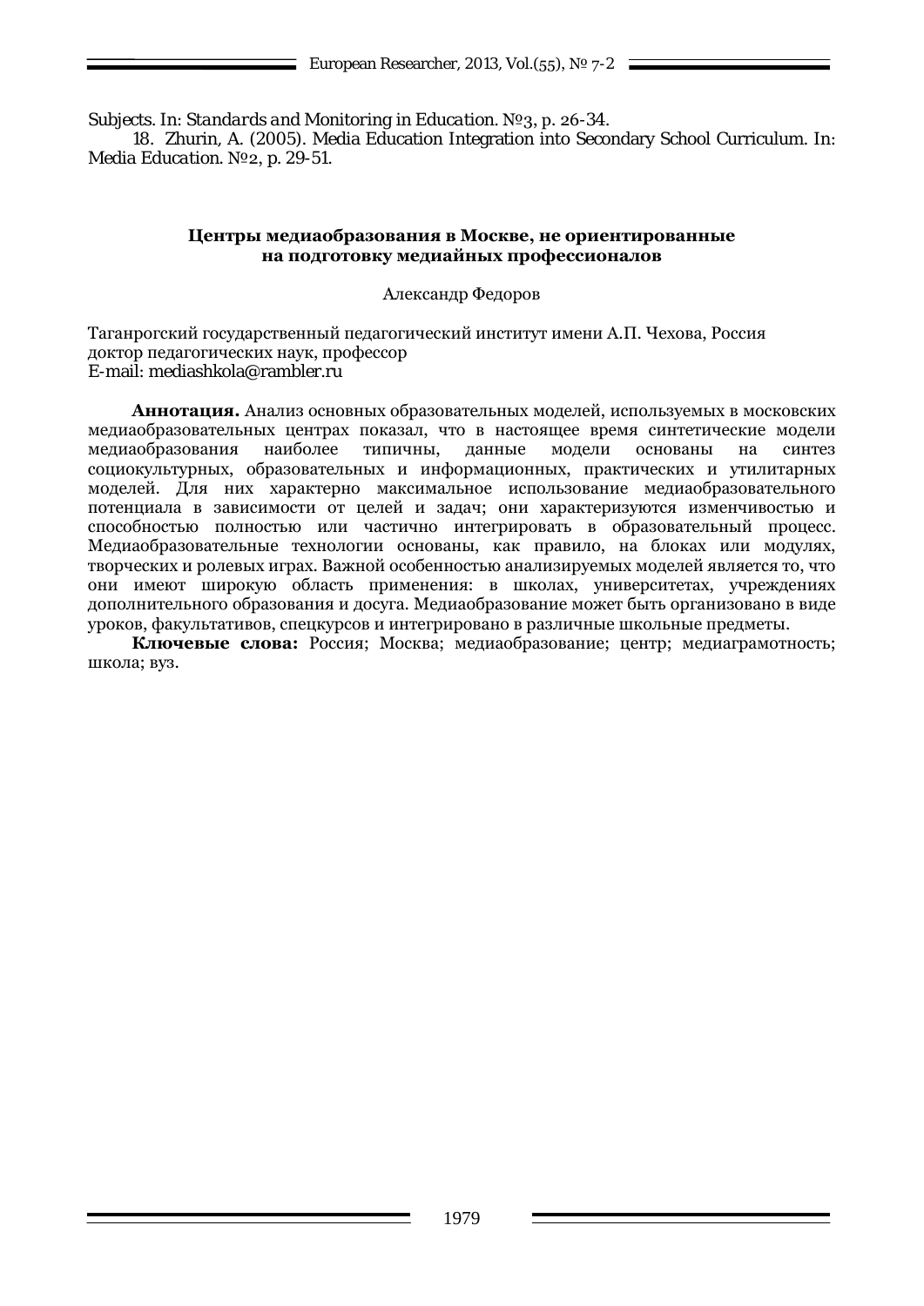Subjects. In: *Standards and Monitoring in Education*. №3, p. 26-34.

18. Zhurin, A. (2005). Media Education Integration into Secondary School Curriculum. In: *Media Education*. №2, p. 29-51.

## Центры медиаобразования в Москве, не ориентированные на подготовку медийных профессионалов

Александр Федоров

Таганрогский государственный педагогический институт имени А.П. Чехова, Россия
доктор педагогических наук, профессор
E-mail: mediashkola@rambler.ru

**Аннотация.** Анализ основных образовательных моделей, используемых в московских медиаобразовательных центрах показал, что в настоящее время синтетические модели медиаобразования наиболее типичны, данные модели основаны на синтез социокультурных, образовательных и информационных, практических и утилитарных моделей. Для них характерно максимальное использование медиаобразовательного потенциала в зависимости от целей и задач; они характеризуются изменчивостью и способностью полностью или частично интегрировать в образовательный процесс. Медиаобразовательные технологии основаны, как правило, на блоках или модулях, творческих и ролевых играх. Важной особенностью анализируемых моделей является то, что они имеют широкую область применения: в школах, университетах, учреждениях дополнительного образования и досуга. Медиаобразование может быть организовано в виде уроков, факультативов, спецкурсов и интегрировано в различные школьные предметы.

**Ключевые слова:** Россия; Москва; медиаобразование; центр; медиаграмотность; школа; вуз.